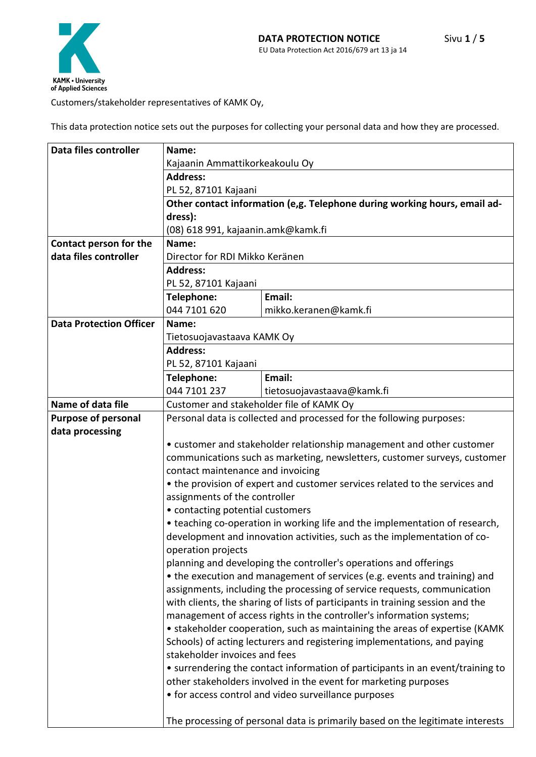# DATA PROTECTION NOTICE

EU Data Protection Act 2016/679 art 13 ja 14

Customers/stakeholder representatives of KAMK Oy,

This data protection notice sets out the purposes for collecting your personal data and how they are processed.

| | | |
|---|---|---|
| **Data files controller** | **Name:**<br>Kajaanin Ammattikorkeakoulu Oy | |
| | **Address:**<br>PL 52, 87101 Kajaani | |
| | **Other contact information (e,g. Telephone during working hours, email address):**<br>(08) 618 991, kajaanin.amk@kamk.fi | |
| **Contact person for the data files controller** | **Name:**<br>Director for RDI Mikko Keränen | |
| | **Address:**<br>PL 52, 87101 Kajaani | |
| | **Telephone:**<br>044 7101 620 | **Email:**<br>mikko.keranen@kamk.fi |
| **Data Protection Officer** | **Name:**<br>Tietosuojavastaava KAMK Oy | |
| | **Address:**<br>PL 52, 87101 Kajaani | |
| | **Telephone:**<br>044 7101 237 | **Email:**<br>tietosuojavastaava@kamk.fi |
| **Name of data file** | Customer and stakeholder file of KAMK Oy | |
| **Purpose of personal data processing** | Personal data is collected and processed for the following purposes:<br><br>• customer and stakeholder relationship management and other customer communications such as marketing, newsletters, customer surveys, customer contact maintenance and invoicing<br>• the provision of expert and customer services related to the services and assignments of the controller<br>• contacting potential customers<br>• teaching co-operation in working life and the implementation of research, development and innovation activities, such as the implementation of co-operation projects<br>planning and developing the controller's operations and offerings<br>• the execution and management of services (e.g. events and training) and assignments, including the processing of service requests, communication with clients, the sharing of lists of participants in training session and the management of access rights in the controller's information systems;<br>• stakeholder cooperation, such as maintaining the areas of expertise (KAMK Schools) of acting lecturers and registering implementations, and paying stakeholder invoices and fees<br>• surrendering the contact information of participants in an event/training to other stakeholders involved in the event for marketing purposes<br>• for access control and video surveillance purposes<br><br>The processing of personal data is primarily based on the legitimate interests | |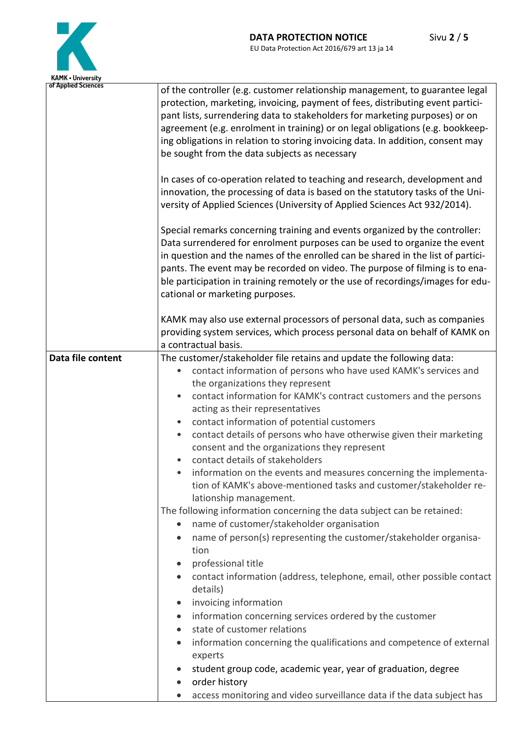| | |
|---|---|
| | of the controller (e.g. customer relationship management, to guarantee legal protection, marketing, invoicing, payment of fees, distributing event participant lists, surrendering data to stakeholders for marketing purposes) or on agreement (e.g. enrolment in training) or on legal obligations (e.g. bookkeeping obligations in relation to storing invoicing data. In addition, consent may be sought from the data subjects as necessary<br><br>In cases of co-operation related to teaching and research, development and innovation, the processing of data is based on the statutory tasks of the University of Applied Sciences (University of Applied Sciences Act 932/2014).<br><br>Special remarks concerning training and events organized by the controller: Data surrendered for enrolment purposes can be used to organize the event in question and the names of the enrolled can be shared in the list of participants. The event may be recorded on video. The purpose of filming is to enable participation in training remotely or the use of recordings/images for educational or marketing purposes.<br><br>KAMK may also use external processors of personal data, such as companies providing system services, which process personal data on behalf of KAMK on a contractual basis. |
| **Data file content** | The customer/stakeholder file retains and update the following data:<br>• contact information of persons who have used KAMK's services and the organizations they represent<br>• contact information for KAMK's contract customers and the persons acting as their representatives<br>• contact information of potential customers<br>• contact details of persons who have otherwise given their marketing consent and the organizations they represent<br>• contact details of stakeholders<br>• information on the events and measures concerning the implementation of KAMK's above-mentioned tasks and customer/stakeholder relationship management.<br>The following information concerning the data subject can be retained:<br>• name of customer/stakeholder organisation<br>• name of person(s) representing the customer/stakeholder organisation<br>• professional title<br>• contact information (address, telephone, email, other possible contact details)<br>• invoicing information<br>• information concerning services ordered by the customer<br>• state of customer relations<br>• information concerning the qualifications and competence of external experts<br>• student group code, academic year, year of graduation, degree<br>• order history<br>• access monitoring and video surveillance data if the data subject has |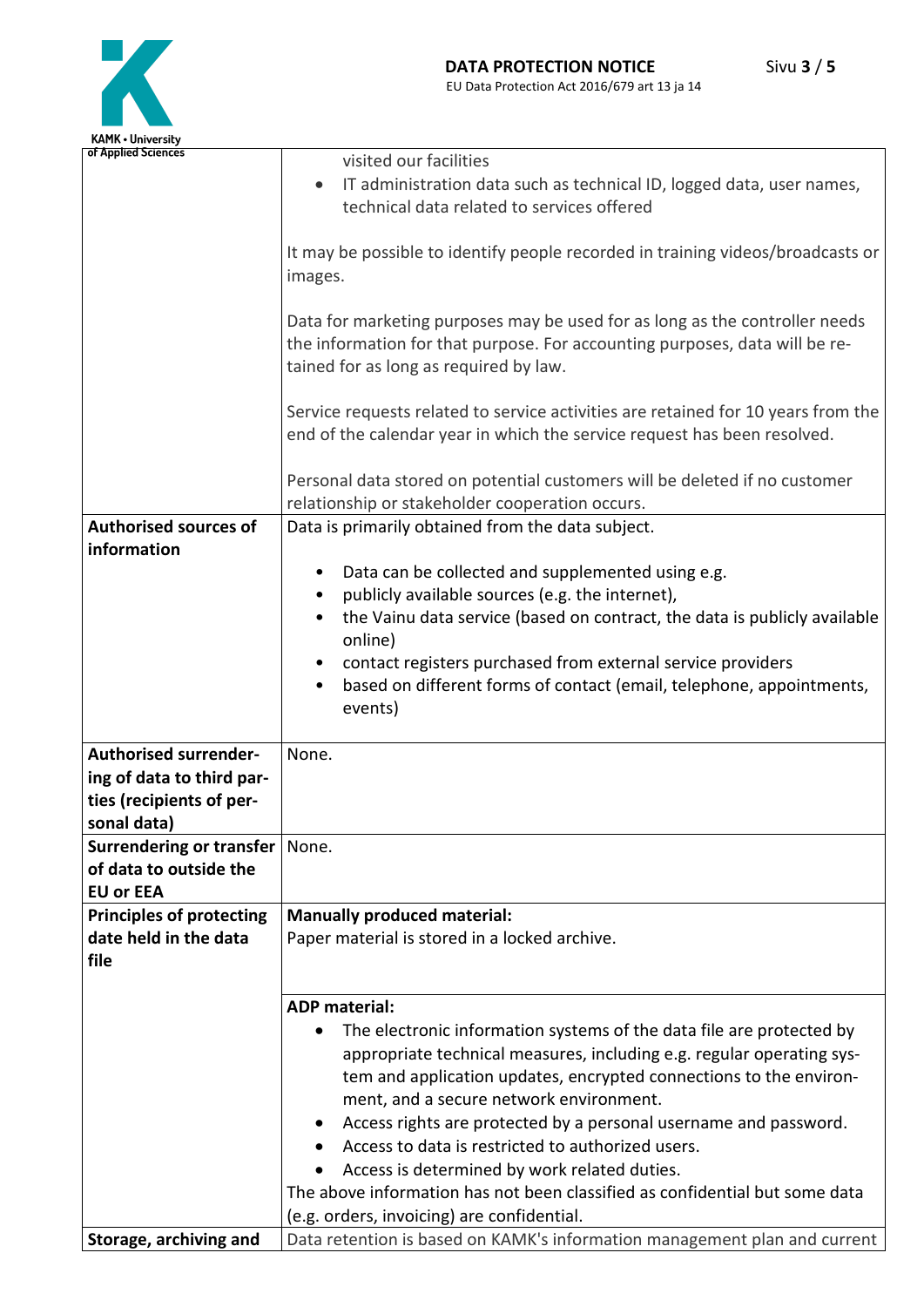| | |
|---|---|
| | visited our facilities<br>• IT administration data such as technical ID, logged data, user names, technical data related to services offered<br><br>It may be possible to identify people recorded in training videos/broadcasts or images.<br><br>Data for marketing purposes may be used for as long as the controller needs the information for that purpose. For accounting purposes, data will be retained for as long as required by law.<br><br>Service requests related to service activities are retained for 10 years from the end of the calendar year in which the service request has been resolved.<br><br>Personal data stored on potential customers will be deleted if no customer relationship or stakeholder cooperation occurs. |
| **Authorised sources of information** | Data is primarily obtained from the data subject.<br><br>• Data can be collected and supplemented using e.g.<br>• publicly available sources (e.g. the internet),<br>• the Vainu data service (based on contract, the data is publicly available online)<br>• contact registers purchased from external service providers<br>• based on different forms of contact (email, telephone, appointments, events) |
| **Authorised surrendering of data to third parties (recipients of personal data)** | None. |
| **Surrendering or transfer of data to outside the EU or EEA** | None. |
| **Principles of protecting date held in the data file** | **Manually produced material:**<br>Paper material is stored in a locked archive. |
| | **ADP material:**<br>• The electronic information systems of the data file are protected by appropriate technical measures, including e.g. regular operating system and application updates, encrypted connections to the environment, and a secure network environment.<br>• Access rights are protected by a personal username and password.<br>• Access to data is restricted to authorized users.<br>• Access is determined by work related duties.<br>The above information has not been classified as confidential but some data (e.g. orders, invoicing) are confidential. |
| **Storage, archiving and** | Data retention is based on KAMK's information management plan and current |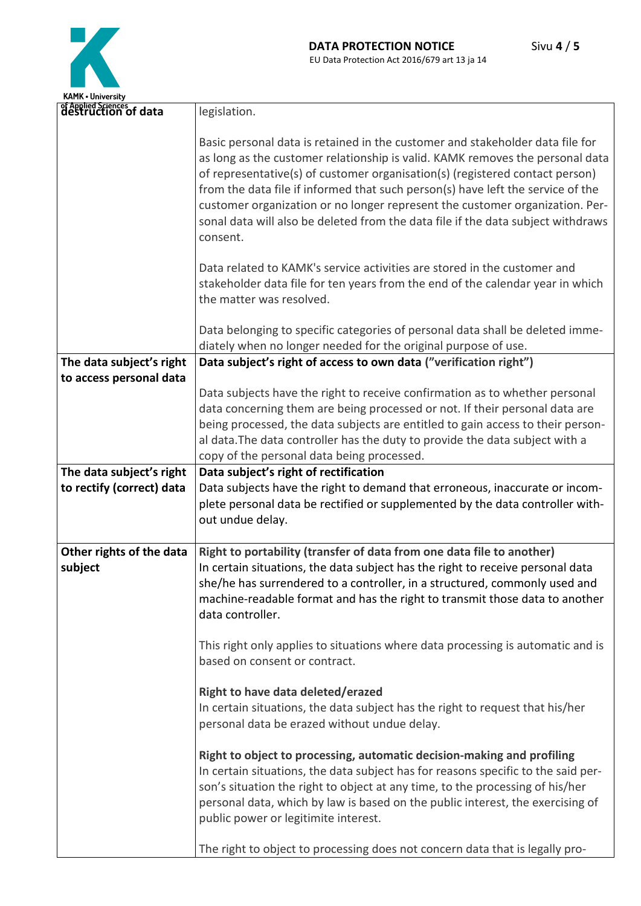| | |
|---|---|
| **destruction of data** | legislation.<br><br>Basic personal data is retained in the customer and stakeholder data file for as long as the customer relationship is valid. KAMK removes the personal data of representative(s) of customer organisation(s) (registered contact person) from the data file if informed that such person(s) have left the service of the customer organization or no longer represent the customer organization. Personal data will also be deleted from the data file if the data subject withdraws consent.<br><br>Data related to KAMK's service activities are stored in the customer and stakeholder data file for ten years from the end of the calendar year in which the matter was resolved.<br><br>Data belonging to specific categories of personal data shall be deleted immediately when no longer needed for the original purpose of use. |
| **The data subject's right to access personal data** | **Data subject's right of access to own data ("verification right")**<br><br>Data subjects have the right to receive confirmation as to whether personal data concerning them are being processed or not. If their personal data are being processed, the data subjects are entitled to gain access to their personal data.The data controller has the duty to provide the data subject with a copy of the personal data being processed. |
| **The data subject's right to rectify (correct) data** | **Data subject's right of rectification**<br>Data subjects have the right to demand that erroneous, inaccurate or incomplete personal data be rectified or supplemented by the data controller without undue delay. |
| **Other rights of the data subject** | **Right to portability (transfer of data from one data file to another)**<br>In certain situations, the data subject has the right to receive personal data she/he has surrendered to a controller, in a structured, commonly used and machine-readable format and has the right to transmit those data to another data controller.<br><br>This right only applies to situations where data processing is automatic and is based on consent or contract.<br><br>**Right to have data deleted/erazed**<br>In certain situations, the data subject has the right to request that his/her personal data be erazed without undue delay.<br><br>**Right to object to processing, automatic decision-making and profiling**<br>In certain situations, the data subject has for reasons specific to the said person's situation the right to object at any time, to the processing of his/her personal data, which by law is based on the public interest, the exercising of public power or legitimite interest.<br><br>The right to object to processing does not concern data that is legally pro- |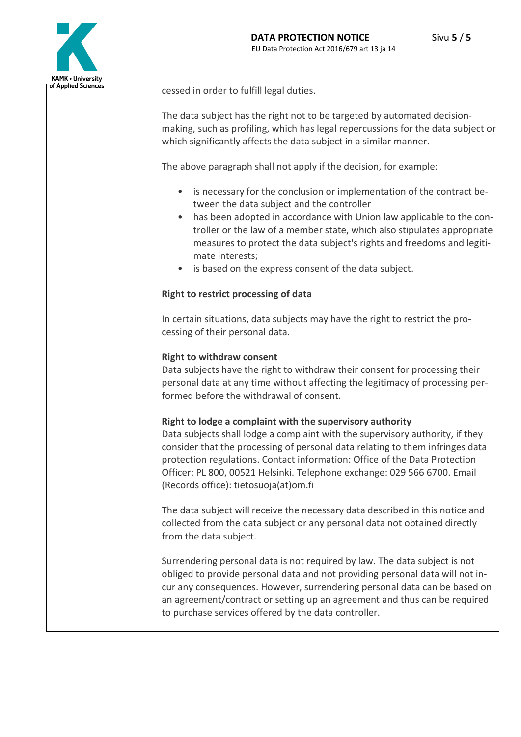cessed in order to fulfill legal duties.

The data subject has the right not to be targeted by automated decision-making, such as profiling, which has legal repercussions for the data subject or which significantly affects the data subject in a similar manner.

The above paragraph shall not apply if the decision, for example:

- is necessary for the conclusion or implementation of the contract between the data subject and the controller
- has been adopted in accordance with Union law applicable to the controller or the law of a member state, which also stipulates appropriate measures to protect the data subject's rights and freedoms and legitimate interests;
- is based on the express consent of the data subject.

**Right to restrict processing of data**

In certain situations, data subjects may have the right to restrict the processing of their personal data.

**Right to withdraw consent**

Data subjects have the right to withdraw their consent for processing their personal data at any time without affecting the legitimacy of processing performed before the withdrawal of consent.

**Right to lodge a complaint with the supervisory authority**

Data subjects shall lodge a complaint with the supervisory authority, if they consider that the processing of personal data relating to them infringes data protection regulations. Contact information: Office of the Data Protection Officer: PL 800, 00521 Helsinki. Telephone exchange: 029 566 6700. Email (Records office): tietosuoja(at)om.fi

The data subject will receive the necessary data described in this notice and collected from the data subject or any personal data not obtained directly from the data subject.

Surrendering personal data is not required by law. The data subject is not obliged to provide personal data and not providing personal data will not incur any consequences. However, surrendering personal data can be based on an agreement/contract or setting up an agreement and thus can be required to purchase services offered by the data controller.